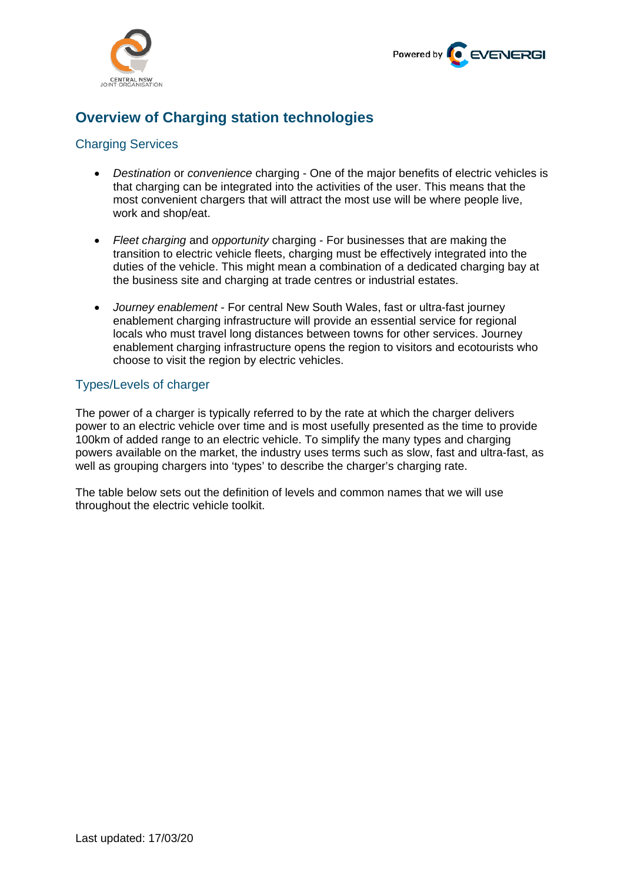# Overview of Charging station technologies

## Charging Services

- *Destination* or *convenience* charging - One of the major benefits of electric vehicles is that charging can be integrated into the activities of the user. This means that the most convenient chargers that will attract the most use will be where people live, work and shop/eat.

- *Fleet charging* and *opportunity* charging - For businesses that are making the transition to electric vehicle fleets, charging must be effectively integrated into the duties of the vehicle. This might mean a combination of a dedicated charging bay at the business site and charging at trade centres or industrial estates.

- *Journey enablement* - For central New South Wales, fast or ultra-fast journey enablement charging infrastructure will provide an essential service for regional locals who must travel long distances between towns for other services. Journey enablement charging infrastructure opens the region to visitors and ecotourists who choose to visit the region by electric vehicles.

## Types/Levels of charger

The power of a charger is typically referred to by the rate at which the charger delivers power to an electric vehicle over time and is most usefully presented as the time to provide 100km of added range to an electric vehicle. To simplify the many types and charging powers available on the market, the industry uses terms such as slow, fast and ultra-fast, as well as grouping chargers into 'types' to describe the charger's charging rate.

The table below sets out the definition of levels and common names that we will use throughout the electric vehicle toolkit.

Last updated: 17/03/20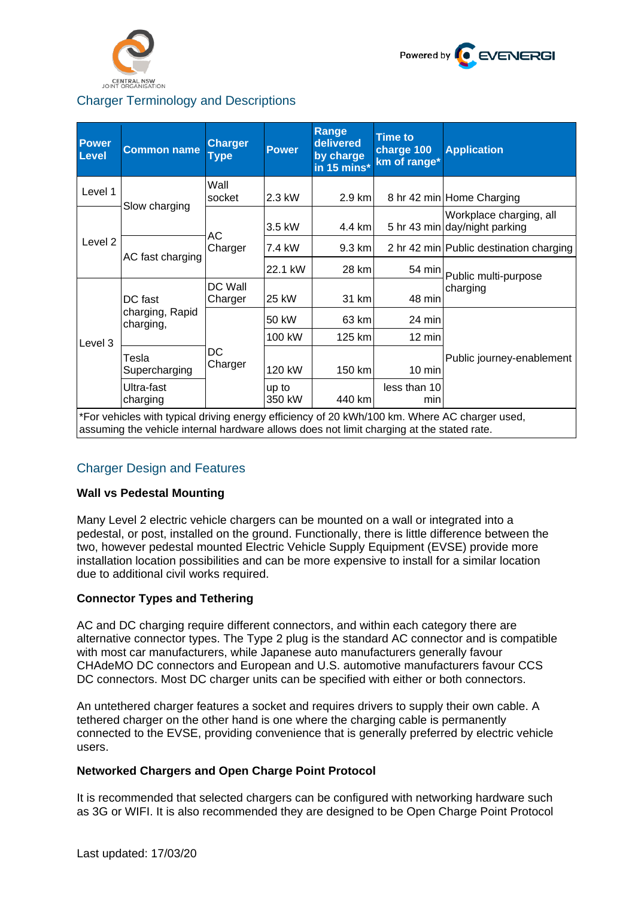## Charger Terminology and Descriptions

| Power Level | Common name | Charger Type | Power | Range delivered by charge in 15 mins* | Time to charge 100 km of range* | Application |
|---|---|---|---|---|---|---|
| Level 1 | Slow charging | Wall socket | 2.3 kW | 2.9 km | 8 hr 42 min | Home Charging |
| Level 2 | Slow charging | AC Charger | 3.5 kW | 4.4 km | 5 hr 43 min | Workplace charging, all day/night parking |
| Level 2 | AC fast charging | AC Charger | 7.4 kW | 9.3 km | 2 hr 42 min | Public destination charging |
| Level 2 | AC fast charging | AC Charger | 22.1 kW | 28 km | 54 min | Public multi-purpose charging |
| Level 3 | DC fast charging, Rapid charging, | DC Wall Charger | 25 kW | 31 km | 48 min | Public multi-purpose charging |
| Level 3 | DC fast charging, Rapid charging, | DC Charger | 50 kW | 63 km | 24 min | Public journey-enablement |
| Level 3 | DC fast charging, Rapid charging, | DC Charger | 100 kW | 125 km | 12 min | Public journey-enablement |
| Level 3 | Tesla Supercharging | DC Charger | 120 kW | 150 km | 10 min | Public journey-enablement |
| Level 3 | Ultra-fast charging | DC Charger | up to 350 kW | 440 km | less than 10 min | Public journey-enablement |

*For vehicles with typical driving energy efficiency of 20 kWh/100 km. Where AC charger used, assuming the vehicle internal hardware allows does not limit charging at the stated rate.

## Charger Design and Features

**Wall vs Pedestal Mounting**

Many Level 2 electric vehicle chargers can be mounted on a wall or integrated into a pedestal, or post, installed on the ground. Functionally, there is little difference between the two, however pedestal mounted Electric Vehicle Supply Equipment (EVSE) provide more installation location possibilities and can be more expensive to install for a similar location due to additional civil works required.

**Connector Types and Tethering**

AC and DC charging require different connectors, and within each category there are alternative connector types. The Type 2 plug is the standard AC connector and is compatible with most car manufacturers, while Japanese auto manufacturers generally favour CHAdeMO DC connectors and European and U.S. automotive manufacturers favour CCS DC connectors. Most DC charger units can be specified with either or both connectors.

An untethered charger features a socket and requires drivers to supply their own cable. A tethered charger on the other hand is one where the charging cable is permanently connected to the EVSE, providing convenience that is generally preferred by electric vehicle users.

**Networked Chargers and Open Charge Point Protocol**

It is recommended that selected chargers can be configured with networking hardware such as 3G or WIFI. It is also recommended they are designed to be Open Charge Point Protocol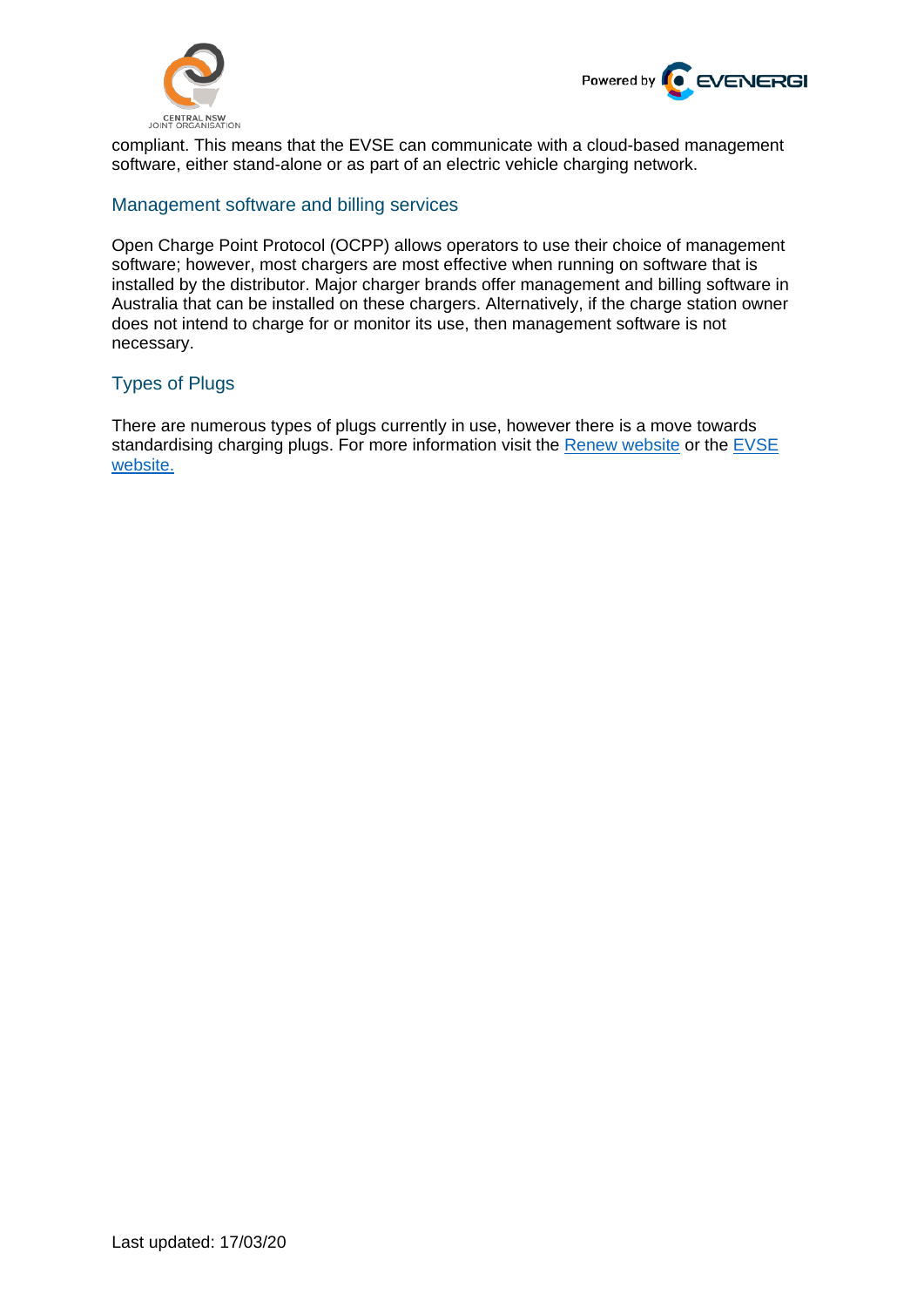compliant. This means that the EVSE can communicate with a cloud-based management software, either stand-alone or as part of an electric vehicle charging network.

## Management software and billing services

Open Charge Point Protocol (OCPP) allows operators to use their choice of management software; however, most chargers are most effective when running on software that is installed by the distributor. Major charger brands offer management and billing software in Australia that can be installed on these chargers. Alternatively, if the charge station owner does not intend to charge for or monitor its use, then management software is not necessary.

## Types of Plugs

There are numerous types of plugs currently in use, however there is a move towards standardising charging plugs. For more information visit the Renew website or the EVSE website.

Last updated: 17/03/20